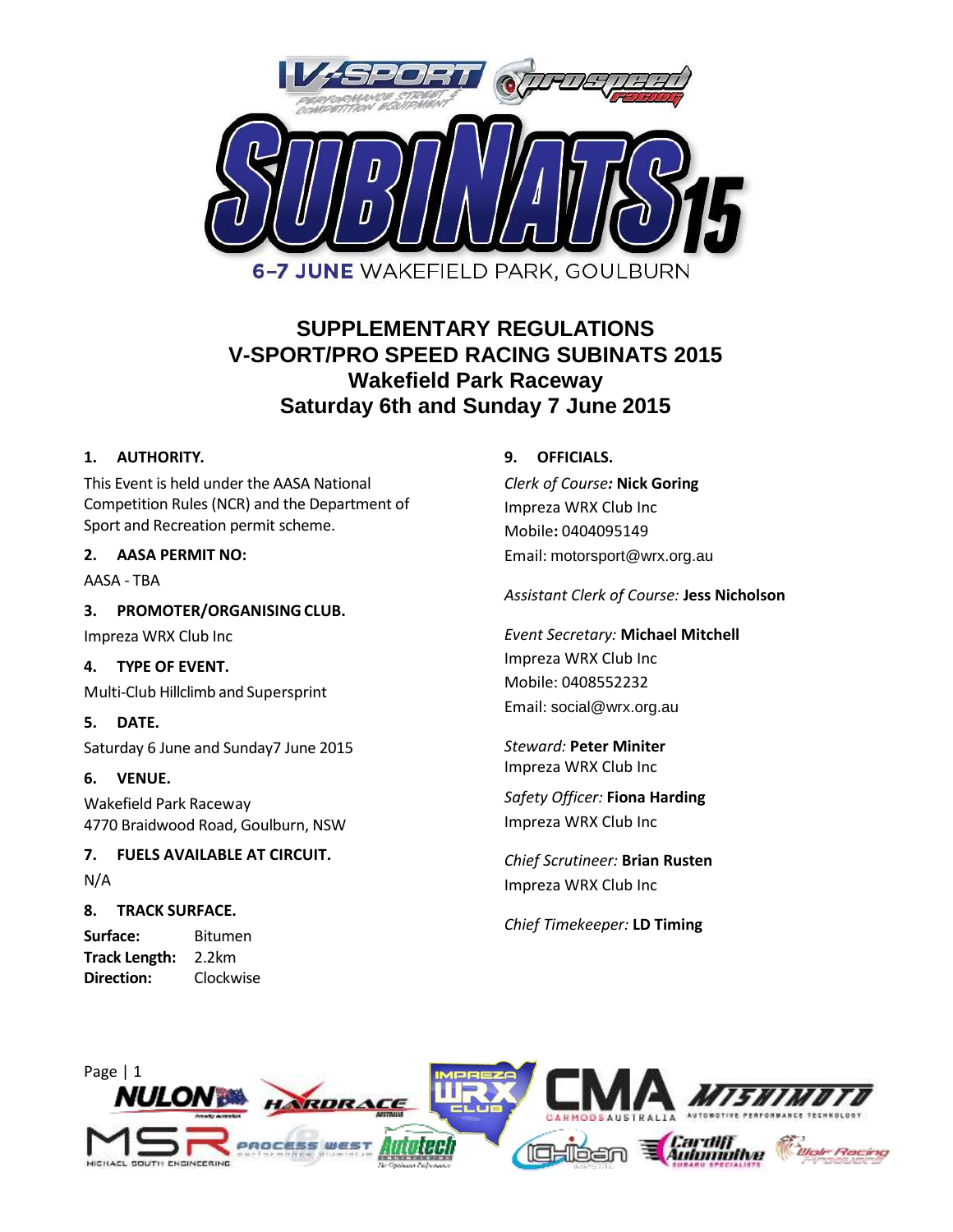SUBINATS 15

6–7 JUNE WAKEFIELD PARK, GOULBURN

# SUPPLEMENTARY REGULATIONS
# V-SPORT/PRO SPEED RACING SUBINATS 2015
## Wakefield Park Raceway
## Saturday 6th and Sunday 7 June 2015

### 1. AUTHORITY.

This Event is held under the AASA National Competition Rules (NCR) and the Department of Sport and Recreation permit scheme.

### 2. AASA PERMIT NO:

AASA - TBA

### 3. PROMOTER/ORGANISING CLUB.

Impreza WRX Club Inc

### 4. TYPE OF EVENT.

Multi-Club Hillclimb and Supersprint

### 5. DATE.

Saturday 6 June and Sunday7 June 2015

### 6. VENUE.

Wakefield Park Raceway
4770 Braidwood Road, Goulburn, NSW

### 7. FUELS AVAILABLE AT CIRCUIT.

N/A

### 8. TRACK SURFACE.

**Surface:** Bitumen
**Track Length:** 2.2km
**Direction:** Clockwise

### 9. OFFICIALS.

*Clerk of Course:* **Nick Goring**
Impreza WRX Club Inc
Mobile: 0404095149
Email: motorsport@wrx.org.au

*Assistant Clerk of Course:* **Jess Nicholson**

*Event Secretary:* **Michael Mitchell**
Impreza WRX Club Inc
Mobile: 0408552232
Email: social@wrx.org.au

*Steward:* **Peter Miniter**
Impreza WRX Club Inc

*Safety Officer:* **Fiona Harding**
Impreza WRX Club Inc

*Chief Scrutineer:* **Brian Rusten**
Impreza WRX Club Inc

*Chief Timekeeper:* **LD Timing**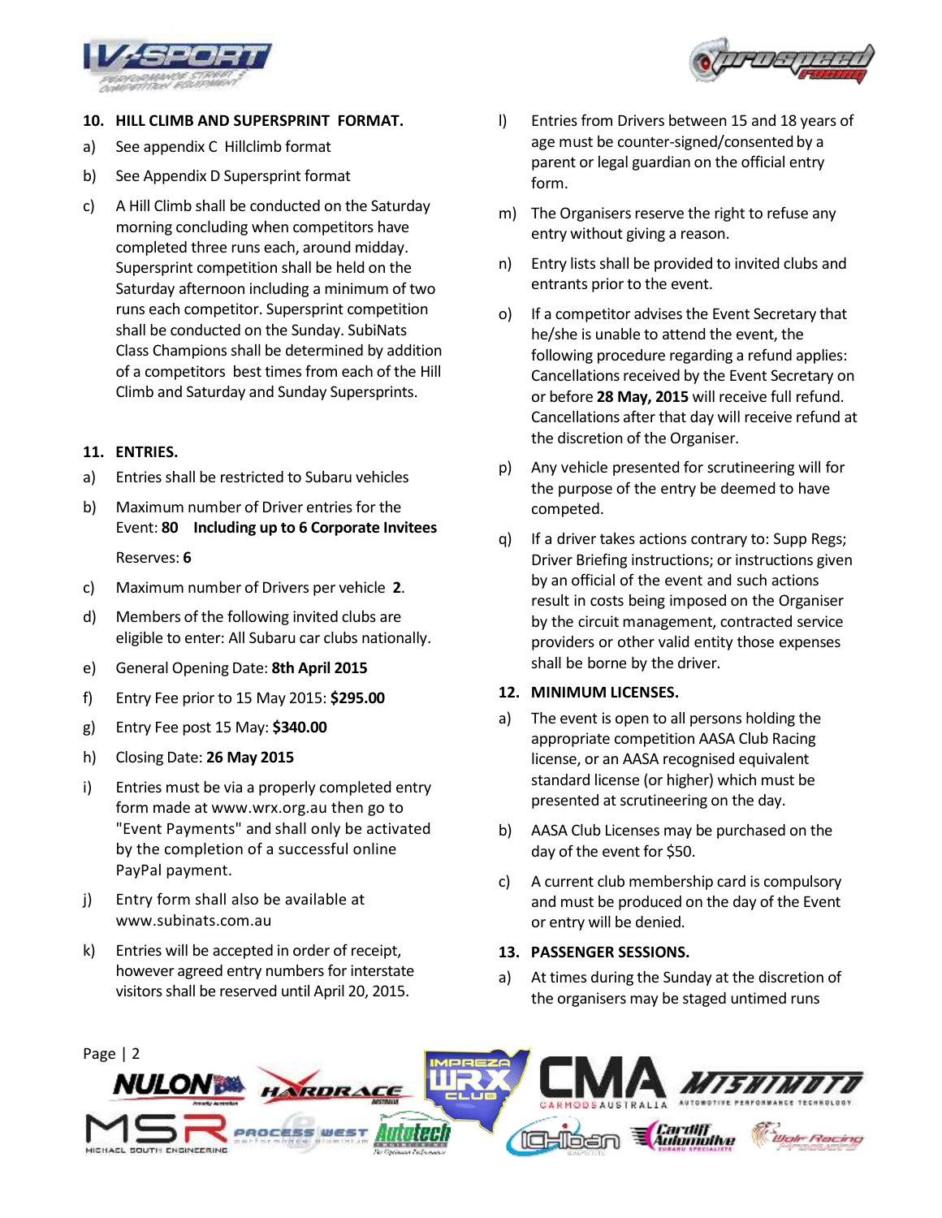## 10. HILL CLIMB AND SUPERSPRINT FORMAT.

a) See appendix C Hillclimb format

b) See Appendix D Supersprint format

c) A Hill Climb shall be conducted on the Saturday morning concluding when competitors have completed three runs each, around midday. Supersprint competition shall be held on the Saturday afternoon including a minimum of two runs each competitor. Supersprint competition shall be conducted on the Sunday. SubiNats Class Champions shall be determined by addition of a competitors best times from each of the Hill Climb and Saturday and Sunday Supersprints.

## 11. ENTRIES.

a) Entries shall be restricted to Subaru vehicles

b) Maximum number of Driver entries for the Event: **80 Including up to 6 Corporate Invitees**

Reserves: **6**

c) Maximum number of Drivers per vehicle **2**.

d) Members of the following invited clubs are eligible to enter: All Subaru car clubs nationally.

e) General Opening Date: **8th April 2015**

f) Entry Fee prior to 15 May 2015: **$295.00**

g) Entry Fee post 15 May: **$340.00**

h) Closing Date: **26 May 2015**

i) Entries must be via a properly completed entry form made at www.wrx.org.au then go to "Event Payments" and shall only be activated by the completion of a successful online PayPal payment.

j) Entry form shall also be available at www.subinats.com.au

k) Entries will be accepted in order of receipt, however agreed entry numbers for interstate visitors shall be reserved until April 20, 2015.

l) Entries from Drivers between 15 and 18 years of age must be counter-signed/consented by a parent or legal guardian on the official entry form.

m) The Organisers reserve the right to refuse any entry without giving a reason.

n) Entry lists shall be provided to invited clubs and entrants prior to the event.

o) If a competitor advises the Event Secretary that he/she is unable to attend the event, the following procedure regarding a refund applies: Cancellations received by the Event Secretary on or before **28 May, 2015** will receive full refund. Cancellations after that day will receive refund at the discretion of the Organiser.

p) Any vehicle presented for scrutineering will for the purpose of the entry be deemed to have competed.

q) If a driver takes actions contrary to: Supp Regs; Driver Briefing instructions; or instructions given by an official of the event and such actions result in costs being imposed on the Organiser by the circuit management, contracted service providers or other valid entity those expenses shall be borne by the driver.

## 12. MINIMUM LICENSES.

a) The event is open to all persons holding the appropriate competition AASA Club Racing license, or an AASA recognised equivalent standard license (or higher) which must be presented at scrutineering on the day.

b) AASA Club Licenses may be purchased on the day of the event for $50.

c) A current club membership card is compulsory and must be produced on the day of the Event or entry will be denied.

## 13. PASSENGER SESSIONS.

a) At times during the Sunday at the discretion of the organisers may be staged untimed runs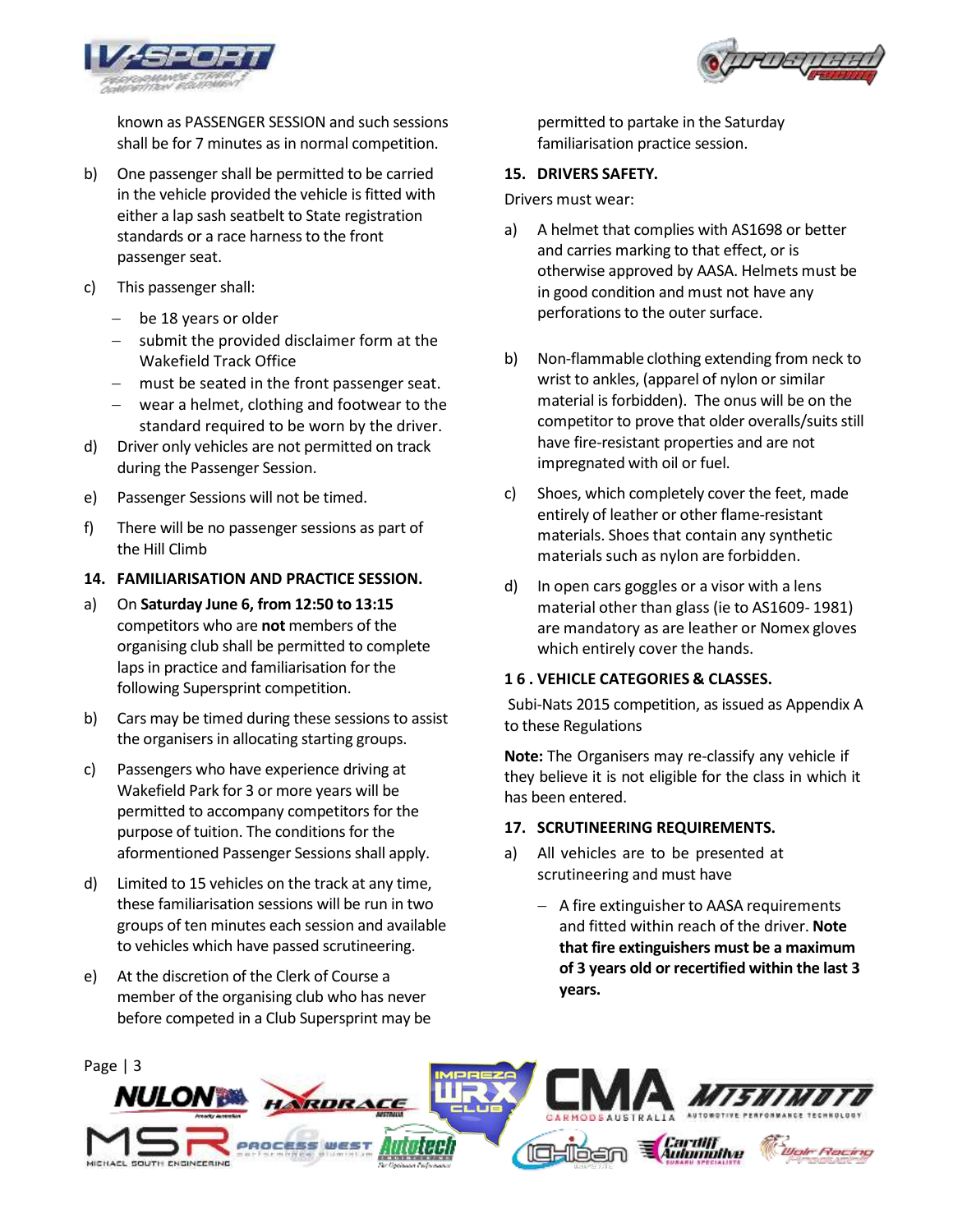known as PASSENGER SESSION and such sessions shall be for 7 minutes as in normal competition.

b) One passenger shall be permitted to be carried in the vehicle provided the vehicle is fitted with either a lap sash seatbelt to State registration standards or a race harness to the front passenger seat.

c) This passenger shall:

   - be 18 years or older
   - submit the provided disclaimer form at the Wakefield Track Office
   - must be seated in the front passenger seat.
   - wear a helmet, clothing and footwear to the standard required to be worn by the driver.

d) Driver only vehicles are not permitted on track during the Passenger Session.

e) Passenger Sessions will not be timed.

f) There will be no passenger sessions as part of the Hill Climb

**14. FAMILIARISATION AND PRACTICE SESSION.**

a) On **Saturday June 6, from 12:50 to 13:15** competitors who are **not** members of the organising club shall be permitted to complete laps in practice and familiarisation for the following Supersprint competition.

b) Cars may be timed during these sessions to assist the organisers in allocating starting groups.

c) Passengers who have experience driving at Wakefield Park for 3 or more years will be permitted to accompany competitors for the purpose of tuition. The conditions for the aforementioned Passenger Sessions shall apply.

d) Limited to 15 vehicles on the track at any time, these familiarisation sessions will be run in two groups of ten minutes each session and available to vehicles which have passed scrutineering.

e) At the discretion of the Clerk of Course a member of the organising club who has never before competed in a Club Supersprint may be permitted to partake in the Saturday familiarisation practice session.

**15. DRIVERS SAFETY.**

Drivers must wear:

a) A helmet that complies with AS1698 or better and carries marking to that effect, or is otherwise approved by AASA. Helmets must be in good condition and must not have any perforations to the outer surface.

b) Non-flammable clothing extending from neck to wrist to ankles, (apparel of nylon or similar material is forbidden). The onus will be on the competitor to prove that older overalls/suits still have fire-resistant properties and are not impregnated with oil or fuel.

c) Shoes, which completely cover the feet, made entirely of leather or other flame-resistant materials. Shoes that contain any synthetic materials such as nylon are forbidden.

d) In open cars goggles or a visor with a lens material other than glass (ie to AS1609- 1981) are mandatory as are leather or Nomex gloves which entirely cover the hands.

**16 . VEHICLE CATEGORIES & CLASSES.**

Subi-Nats 2015 competition, as issued as Appendix A to these Regulations

**Note:** The Organisers may re-classify any vehicle if they believe it is not eligible for the class in which it has been entered.

**17. SCRUTINEERING REQUIREMENTS.**

a) All vehicles are to be presented at scrutineering and must have

   - A fire extinguisher to AASA requirements and fitted within reach of the driver. **Note that fire extinguishers must be a maximum of 3 years old or recertified within the last 3 years.**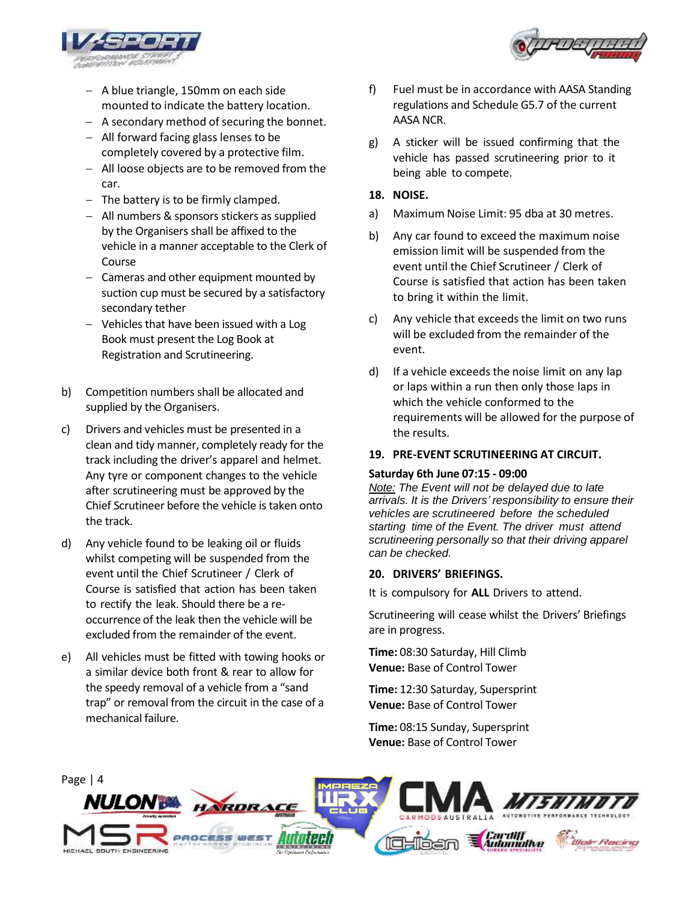- A blue triangle, 150mm on each side mounted to indicate the battery location.
- A secondary method of securing the bonnet.
- All forward facing glass lenses to be completely covered by a protective film.
- All loose objects are to be removed from the car.
- The battery is to be firmly clamped.
- All numbers & sponsors stickers as supplied by the Organisers shall be affixed to the vehicle in a manner acceptable to the Clerk of Course
- Cameras and other equipment mounted by suction cup must be secured by a satisfactory secondary tether
- Vehicles that have been issued with a Log Book must present the Log Book at Registration and Scrutineering.

b) Competition numbers shall be allocated and supplied by the Organisers.

c) Drivers and vehicles must be presented in a clean and tidy manner, completely ready for the track including the driver's apparel and helmet. Any tyre or component changes to the vehicle after scrutineering must be approved by the Chief Scrutineer before the vehicle is taken onto the track.

d) Any vehicle found to be leaking oil or fluids whilst competing will be suspended from the event until the Chief Scrutineer / Clerk of Course is satisfied that action has been taken to rectify the leak. Should there be a re-occurrence of the leak then the vehicle will be excluded from the remainder of the event.

e) All vehicles must be fitted with towing hooks or a similar device both front & rear to allow for the speedy removal of a vehicle from a "sand trap" or removal from the circuit in the case of a mechanical failure.

f) Fuel must be in accordance with AASA Standing regulations and Schedule G5.7 of the current AASA NCR.

g) A sticker will be issued confirming that the vehicle has passed scrutineering prior to it being able to compete.

## 18. NOISE.

a) Maximum Noise Limit: 95 dba at 30 metres.

b) Any car found to exceed the maximum noise emission limit will be suspended from the event until the Chief Scrutineer / Clerk of Course is satisfied that action has been taken to bring it within the limit.

c) Any vehicle that exceeds the limit on two runs will be excluded from the remainder of the event.

d) If a vehicle exceeds the noise limit on any lap or laps within a run then only those laps in which the vehicle conformed to the requirements will be allowed for the purpose of the results.

## 19. PRE-EVENT SCRUTINEERING AT CIRCUIT.

**Saturday 6th June 07:15 - 09:00**

*Note: The Event will not be delayed due to late arrivals. It is the Drivers' responsibility to ensure their vehicles are scrutineered before the scheduled starting time of the Event. The driver must attend scrutineering personally so that their driving apparel can be checked.*

## 20. DRIVERS' BRIEFINGS.

It is compulsory for **ALL** Drivers to attend.

Scrutineering will cease whilst the Drivers' Briefings are in progress.

**Time:** 08:30 Saturday, Hill Climb
**Venue:** Base of Control Tower

**Time:** 12:30 Saturday, Supersprint
**Venue:** Base of Control Tower

**Time:** 08:15 Sunday, Supersprint
**Venue:** Base of Control Tower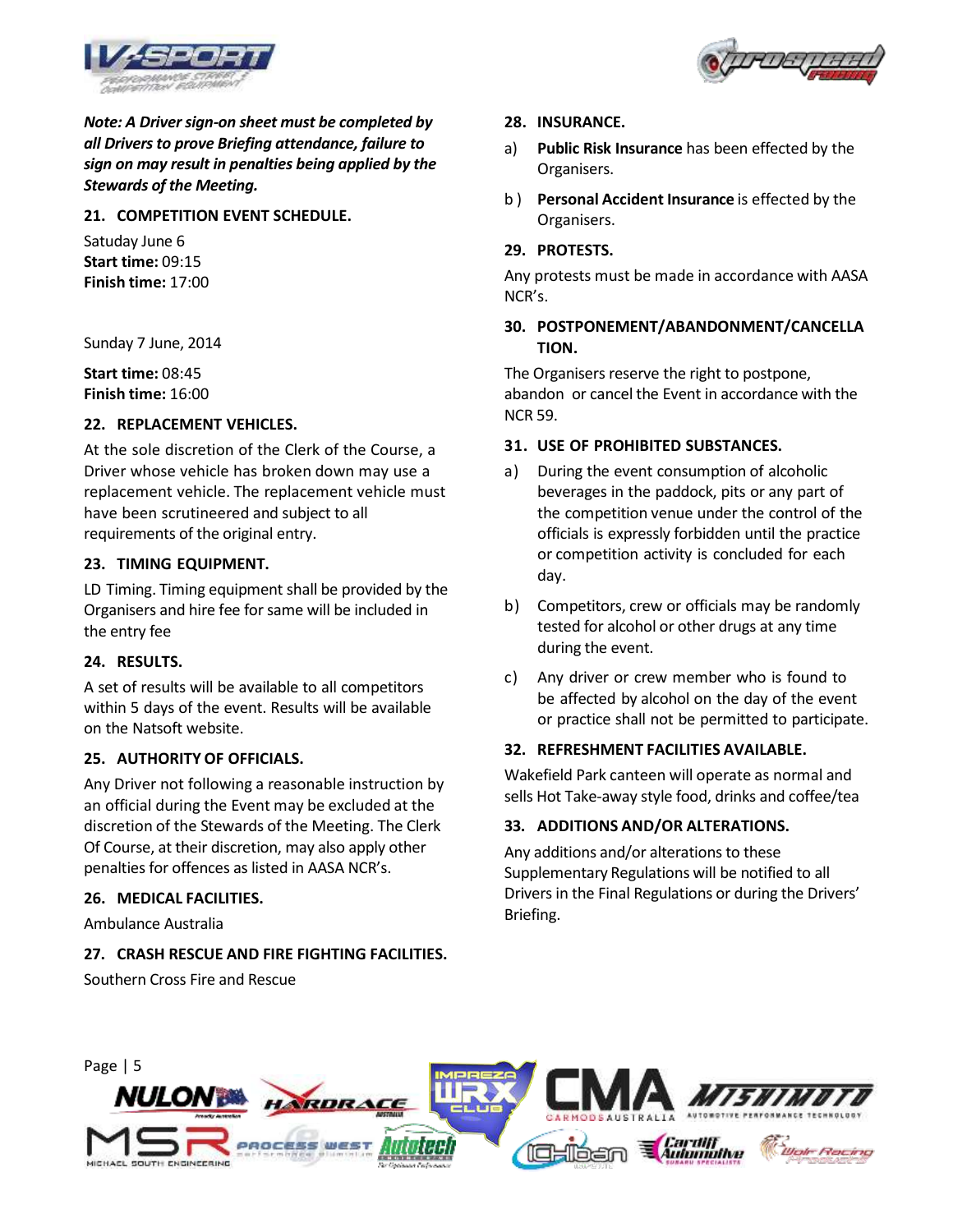***Note: A Driver sign-on sheet must be completed by all Drivers to prove Briefing attendance, failure to sign on may result in penalties being applied by the Stewards of the Meeting.***

### 21. COMPETITION EVENT SCHEDULE.

Satuday June 6
**Start time:** 09:15
**Finish time:** 17:00

Sunday 7 June, 2014

**Start time:** 08:45
**Finish time:** 16:00

### 22. REPLACEMENT VEHICLES.

At the sole discretion of the Clerk of the Course, a Driver whose vehicle has broken down may use a replacement vehicle. The replacement vehicle must have been scrutineered and subject to all requirements of the original entry.

### 23. TIMING EQUIPMENT.

LD Timing. Timing equipment shall be provided by the Organisers and hire fee for same will be included in the entry fee

### 24. RESULTS.

A set of results will be available to all competitors within 5 days of the event. Results will be available on the Natsoft website.

### 25. AUTHORITY OF OFFICIALS.

Any Driver not following a reasonable instruction by an official during the Event may be excluded at the discretion of the Stewards of the Meeting. The Clerk Of Course, at their discretion, may also apply other penalties for offences as listed in AASA NCR's.

### 26. MEDICAL FACILITIES.

Ambulance Australia

### 27. CRASH RESCUE AND FIRE FIGHTING FACILITIES.

Southern Cross Fire and Rescue

### 28. INSURANCE.

a) **Public Risk Insurance** has been effected by the Organisers.

b) **Personal Accident Insurance** is effected by the Organisers.

### 29. PROTESTS.

Any protests must be made in accordance with AASA NCR's.

### 30. POSTPONEMENT/ABANDONMENT/CANCELLATION.

The Organisers reserve the right to postpone, abandon or cancel the Event in accordance with the NCR 59.

### 31. USE OF PROHIBITED SUBSTANCES.

a) During the event consumption of alcoholic beverages in the paddock, pits or any part of the competition venue under the control of the officials is expressly forbidden until the practice or competition activity is concluded for each day.

b) Competitors, crew or officials may be randomly tested for alcohol or other drugs at any time during the event.

c) Any driver or crew member who is found to be affected by alcohol on the day of the event or practice shall not be permitted to participate.

### 32. REFRESHMENT FACILITIES AVAILABLE.

Wakefield Park canteen will operate as normal and sells Hot Take-away style food, drinks and coffee/tea

### 33. ADDITIONS AND/OR ALTERATIONS.

Any additions and/or alterations to these Supplementary Regulations will be notified to all Drivers in the Final Regulations or during the Drivers' Briefing.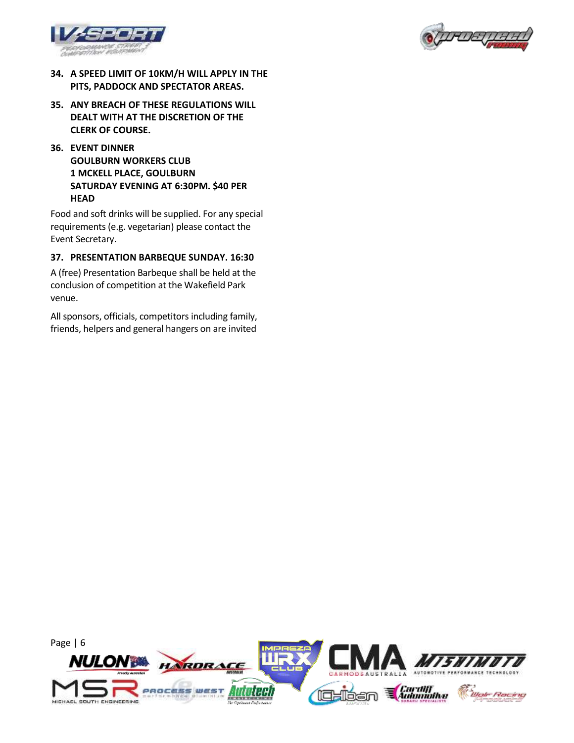**34. A SPEED LIMIT OF 10KM/H WILL APPLY IN THE PITS, PADDOCK AND SPECTATOR AREAS.**

**35. ANY BREACH OF THESE REGULATIONS WILL DEALT WITH AT THE DISCRETION OF THE CLERK OF COURSE.**

**36. EVENT DINNER**
**GOULBURN WORKERS CLUB**
**1 MCKELL PLACE, GOULBURN**
**SATURDAY EVENING AT 6:30PM. $40 PER HEAD**

Food and soft drinks will be supplied. For any special requirements (e.g. vegetarian) please contact the Event Secretary.

**37. PRESENTATION BARBEQUE SUNDAY. 16:30**

A (free) Presentation Barbeque shall be held at the conclusion of competition at the Wakefield Park venue.

All sponsors, officials, competitors including family, friends, helpers and general hangers on are invited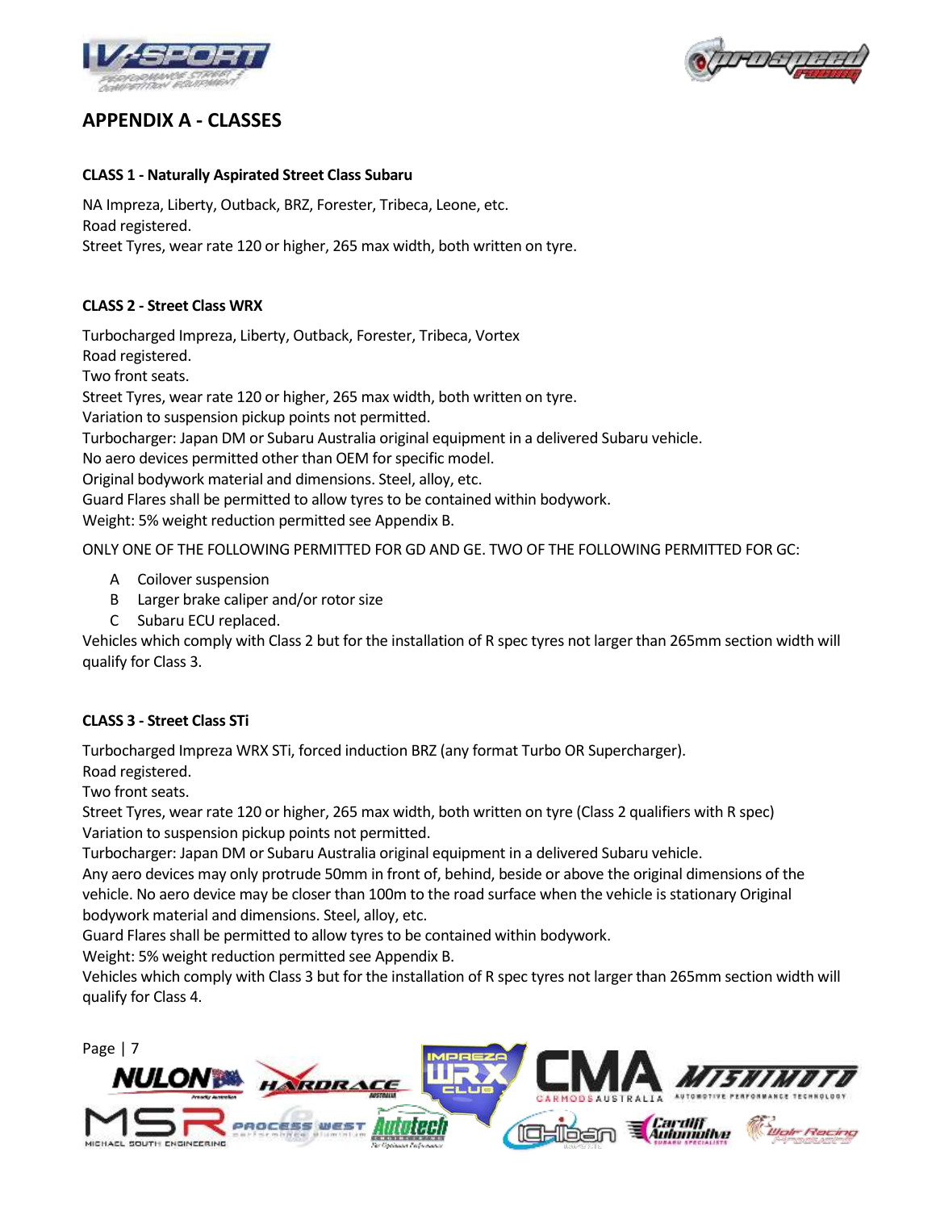## APPENDIX A - CLASSES

### CLASS 1 - Naturally Aspirated Street Class Subaru

NA Impreza, Liberty, Outback, BRZ, Forester, Tribeca, Leone, etc.
Road registered.
Street Tyres, wear rate 120 or higher, 265 max width, both written on tyre.

### CLASS 2 - Street Class WRX

Turbocharged Impreza, Liberty, Outback, Forester, Tribeca, Vortex
Road registered.
Two front seats.
Street Tyres, wear rate 120 or higher, 265 max width, both written on tyre.
Variation to suspension pickup points not permitted.
Turbocharger: Japan DM or Subaru Australia original equipment in a delivered Subaru vehicle.
No aero devices permitted other than OEM for specific model.
Original bodywork material and dimensions. Steel, alloy, etc.
Guard Flares shall be permitted to allow tyres to be contained within bodywork.
Weight: 5% weight reduction permitted see Appendix B.

ONLY ONE OF THE FOLLOWING PERMITTED FOR GD AND GE. TWO OF THE FOLLOWING PERMITTED FOR GC:

- A Coilover suspension
- B Larger brake caliper and/or rotor size
- C Subaru ECU replaced.

Vehicles which comply with Class 2 but for the installation of R spec tyres not larger than 265mm section width will qualify for Class 3.

### CLASS 3 - Street Class STi

Turbocharged Impreza WRX STi, forced induction BRZ (any format Turbo OR Supercharger).
Road registered.
Two front seats.
Street Tyres, wear rate 120 or higher, 265 max width, both written on tyre (Class 2 qualifiers with R spec)
Variation to suspension pickup points not permitted.
Turbocharger: Japan DM or Subaru Australia original equipment in a delivered Subaru vehicle.
Any aero devices may only protrude 50mm in front of, behind, beside or above the original dimensions of the vehicle. No aero device may be closer than 100m to the road surface when the vehicle is stationary Original bodywork material and dimensions. Steel, alloy, etc.
Guard Flares shall be permitted to allow tyres to be contained within bodywork.
Weight: 5% weight reduction permitted see Appendix B.
Vehicles which comply with Class 3 but for the installation of R spec tyres not larger than 265mm section width will qualify for Class 4.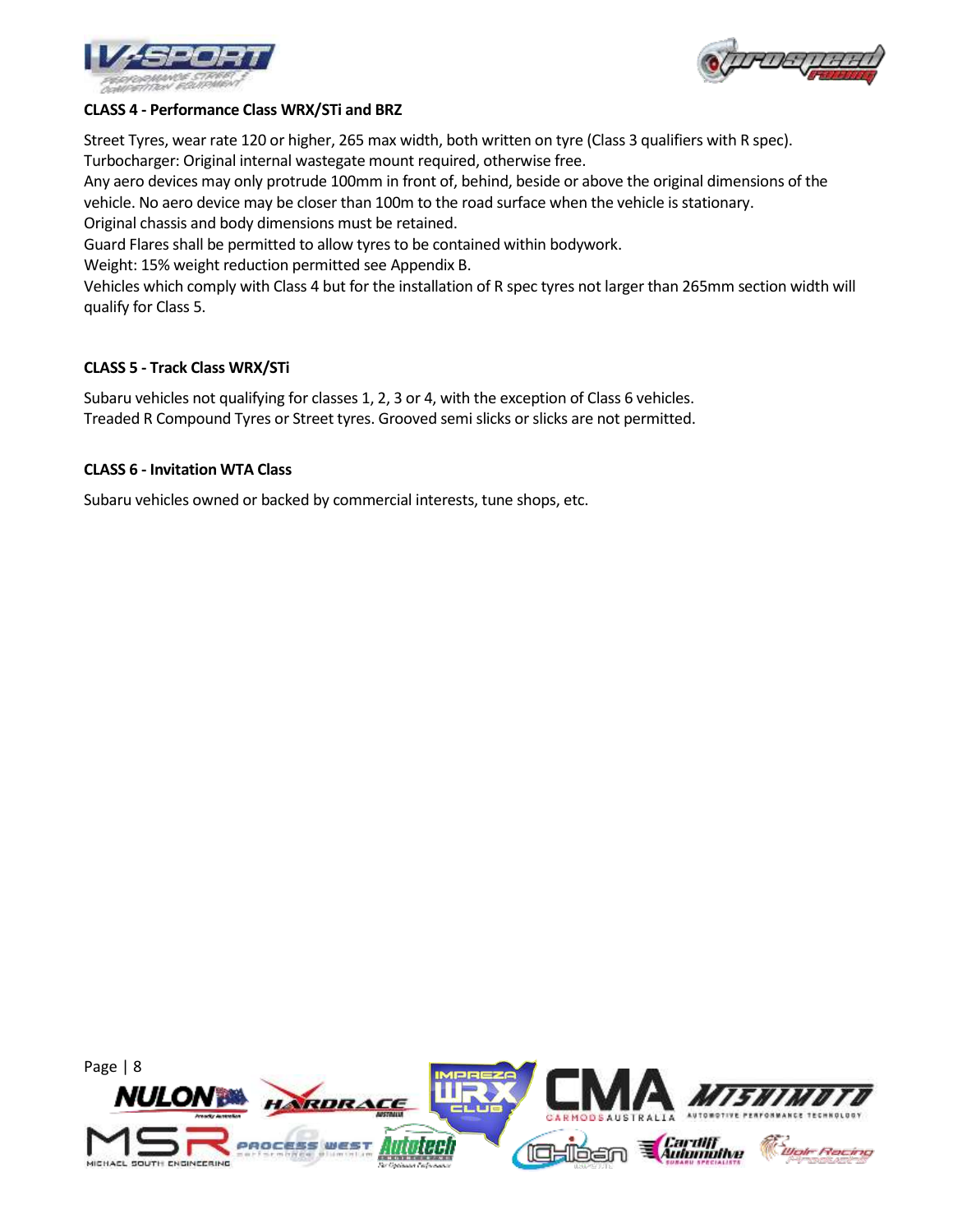### CLASS 4 - Performance Class WRX/STi and BRZ

Street Tyres, wear rate 120 or higher, 265 max width, both written on tyre (Class 3 qualifiers with R spec).
Turbocharger: Original internal wastegate mount required, otherwise free.
Any aero devices may only protrude 100mm in front of, behind, beside or above the original dimensions of the vehicle. No aero device may be closer than 100m to the road surface when the vehicle is stationary.
Original chassis and body dimensions must be retained.
Guard Flares shall be permitted to allow tyres to be contained within bodywork.
Weight: 15% weight reduction permitted see Appendix B.
Vehicles which comply with Class 4 but for the installation of R spec tyres not larger than 265mm section width will qualify for Class 5.

### CLASS 5 - Track Class WRX/STi

Subaru vehicles not qualifying for classes 1, 2, 3 or 4, with the exception of Class 6 vehicles.
Treaded R Compound Tyres or Street tyres. Grooved semi slicks or slicks are not permitted.

### CLASS 6 - Invitation WTA Class

Subaru vehicles owned or backed by commercial interests, tune shops, etc.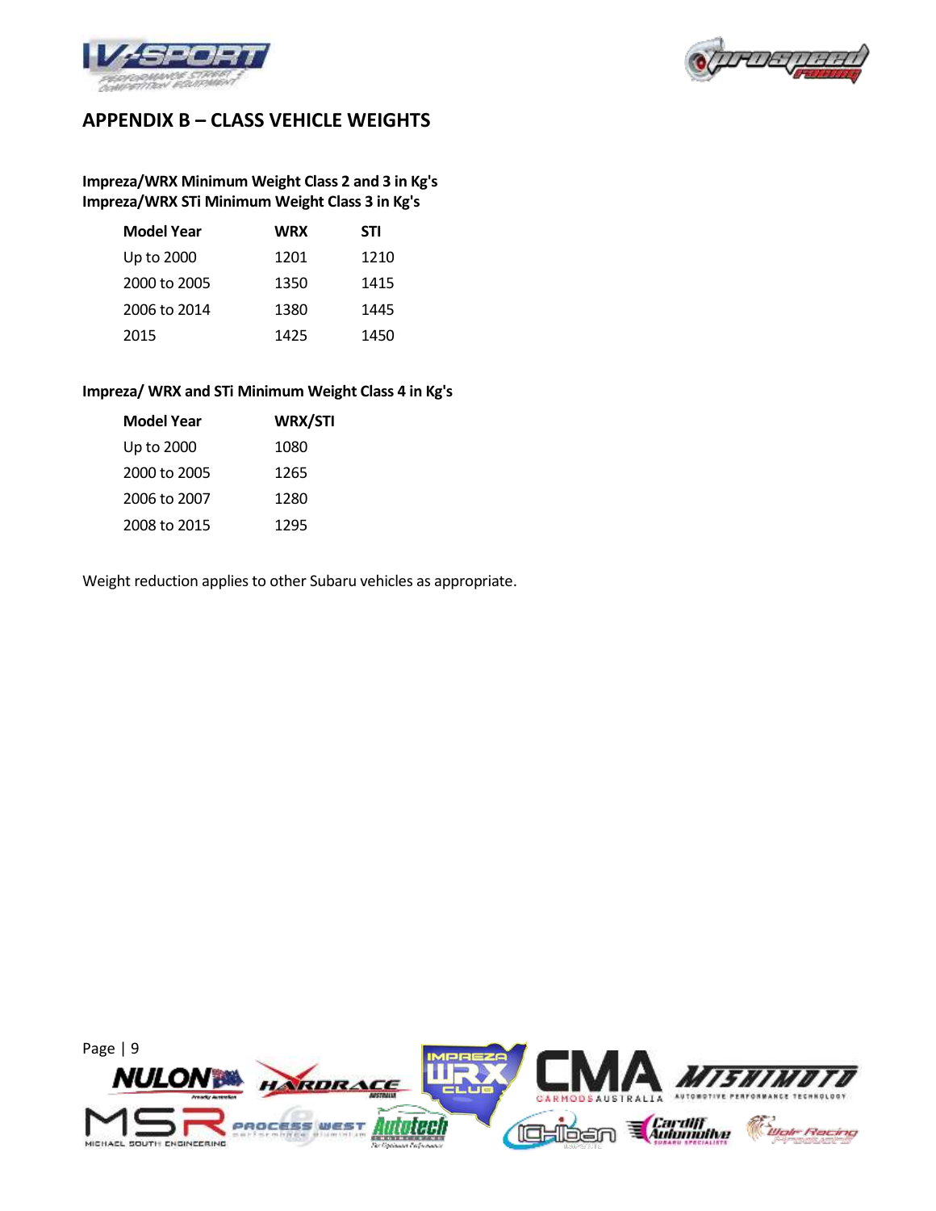## APPENDIX B – CLASS VEHICLE WEIGHTS

**Impreza/WRX Minimum Weight Class 2 and 3 in Kg's**
**Impreza/WRX STi Minimum Weight Class 3 in Kg's**

| Model Year | WRX | STI |
|---|---|---|
| Up to 2000 | 1201 | 1210 |
| 2000 to 2005 | 1350 | 1415 |
| 2006 to 2014 | 1380 | 1445 |
| 2015 | 1425 | 1450 |

**Impreza/ WRX and STi Minimum Weight Class 4 in Kg's**

| Model Year | WRX/STI |
|---|---|
| Up to 2000 | 1080 |
| 2000 to 2005 | 1265 |
| 2006 to 2007 | 1280 |
| 2008 to 2015 | 1295 |

Weight reduction applies to other Subaru vehicles as appropriate.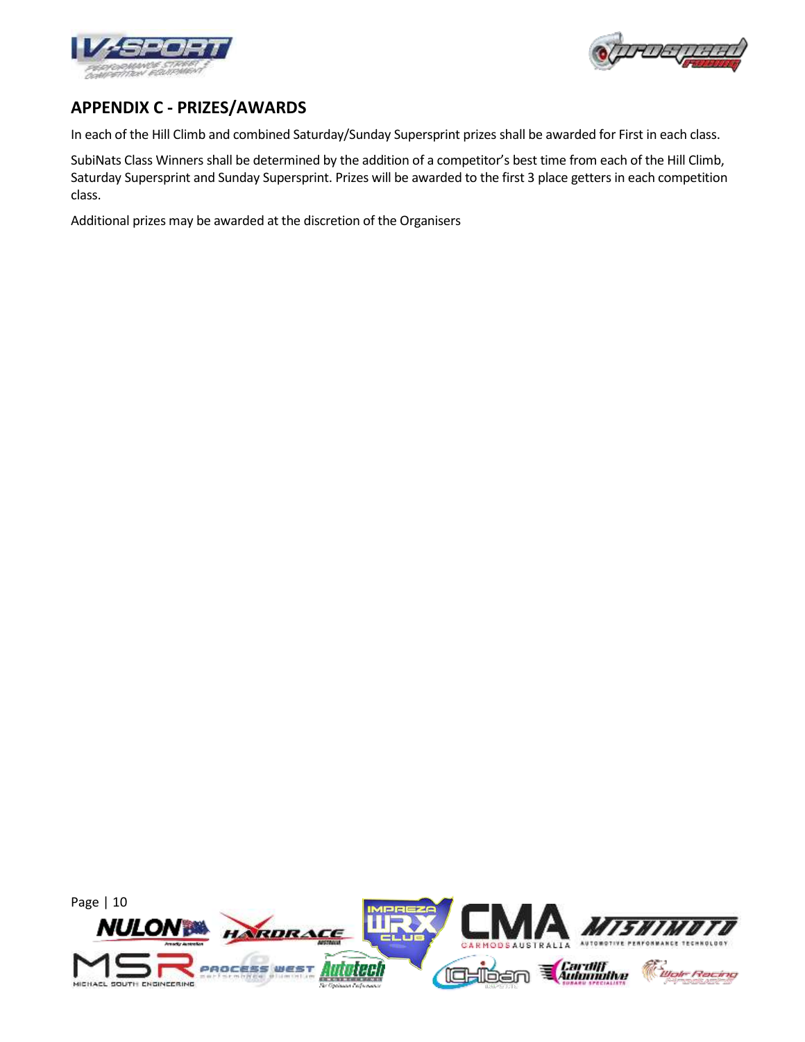## APPENDIX C - PRIZES/AWARDS

In each of the Hill Climb and combined Saturday/Sunday Supersprint prizes shall be awarded for First in each class.

SubiNats Class Winners shall be determined by the addition of a competitor's best time from each of the Hill Climb, Saturday Supersprint and Sunday Supersprint. Prizes will be awarded to the first 3 place getters in each competition class.

Additional prizes may be awarded at the discretion of the Organisers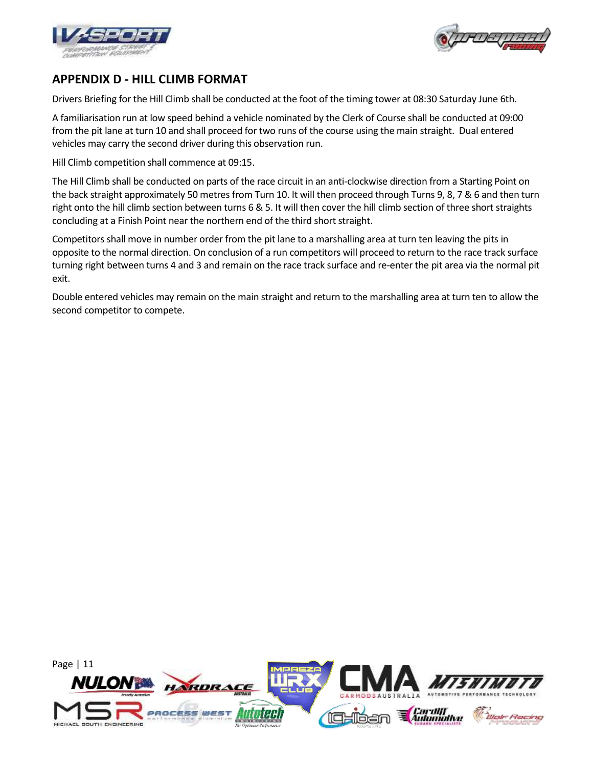## APPENDIX D - HILL CLIMB FORMAT

Drivers Briefing for the Hill Climb shall be conducted at the foot of the timing tower at 08:30 Saturday June 6th.

A familiarisation run at low speed behind a vehicle nominated by the Clerk of Course shall be conducted at 09:00 from the pit lane at turn 10 and shall proceed for two runs of the course using the main straight. Dual entered vehicles may carry the second driver during this observation run.

Hill Climb competition shall commence at 09:15.

The Hill Climb shall be conducted on parts of the race circuit in an anti-clockwise direction from a Starting Point on the back straight approximately 50 metres from Turn 10. It will then proceed through Turns 9, 8, 7 & 6 and then turn right onto the hill climb section between turns 6 & 5. It will then cover the hill climb section of three short straights concluding at a Finish Point near the northern end of the third short straight.

Competitors shall move in number order from the pit lane to a marshalling area at turn ten leaving the pits in opposite to the normal direction. On conclusion of a run competitors will proceed to return to the race track surface turning right between turns 4 and 3 and remain on the race track surface and re-enter the pit area via the normal pit exit.

Double entered vehicles may remain on the main straight and return to the marshalling area at turn ten to allow the second competitor to compete.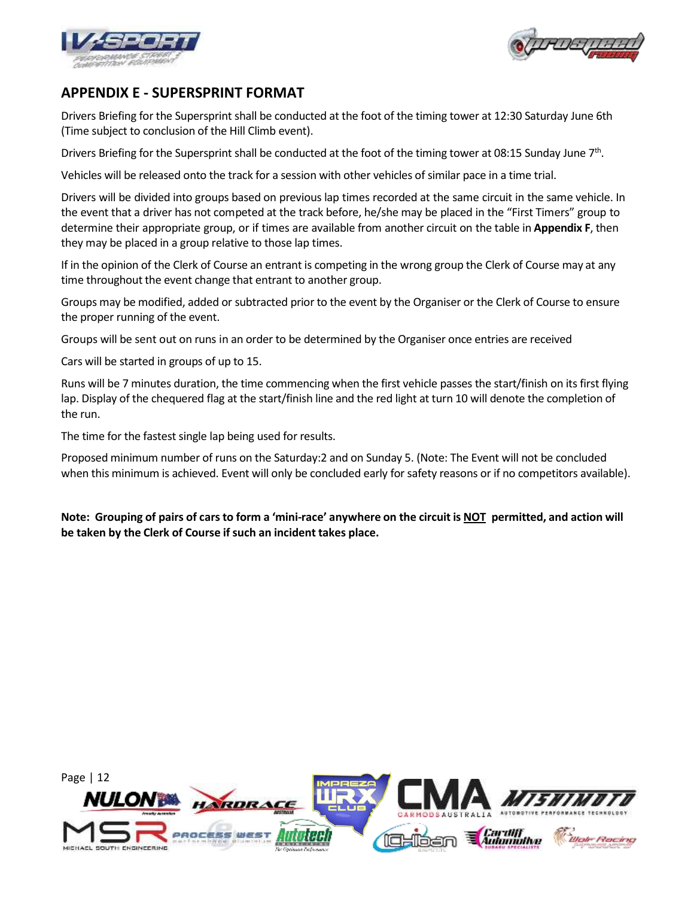## APPENDIX E - SUPERSPRINT FORMAT

Drivers Briefing for the Supersprint shall be conducted at the foot of the timing tower at 12:30 Saturday June 6th (Time subject to conclusion of the Hill Climb event).

Drivers Briefing for the Supersprint shall be conducted at the foot of the timing tower at 08:15 Sunday June 7th.

Vehicles will be released onto the track for a session with other vehicles of similar pace in a time trial.

Drivers will be divided into groups based on previous lap times recorded at the same circuit in the same vehicle. In the event that a driver has not competed at the track before, he/she may be placed in the "First Timers" group to determine their appropriate group, or if times are available from another circuit on the table in **Appendix F**, then they may be placed in a group relative to those lap times.

If in the opinion of the Clerk of Course an entrant is competing in the wrong group the Clerk of Course may at any time throughout the event change that entrant to another group.

Groups may be modified, added or subtracted prior to the event by the Organiser or the Clerk of Course to ensure the proper running of the event.

Groups will be sent out on runs in an order to be determined by the Organiser once entries are received

Cars will be started in groups of up to 15.

Runs will be 7 minutes duration, the time commencing when the first vehicle passes the start/finish on its first flying lap. Display of the chequered flag at the start/finish line and the red light at turn 10 will denote the completion of the run.

The time for the fastest single lap being used for results.

Proposed minimum number of runs on the Saturday:2 and on Sunday 5. (Note: The Event will not be concluded when this minimum is achieved. Event will only be concluded early for safety reasons or if no competitors available).

**Note: Grouping of pairs of cars to form a 'mini-race' anywhere on the circuit is <u>NOT</u> permitted, and action will be taken by the Clerk of Course if such an incident takes place.**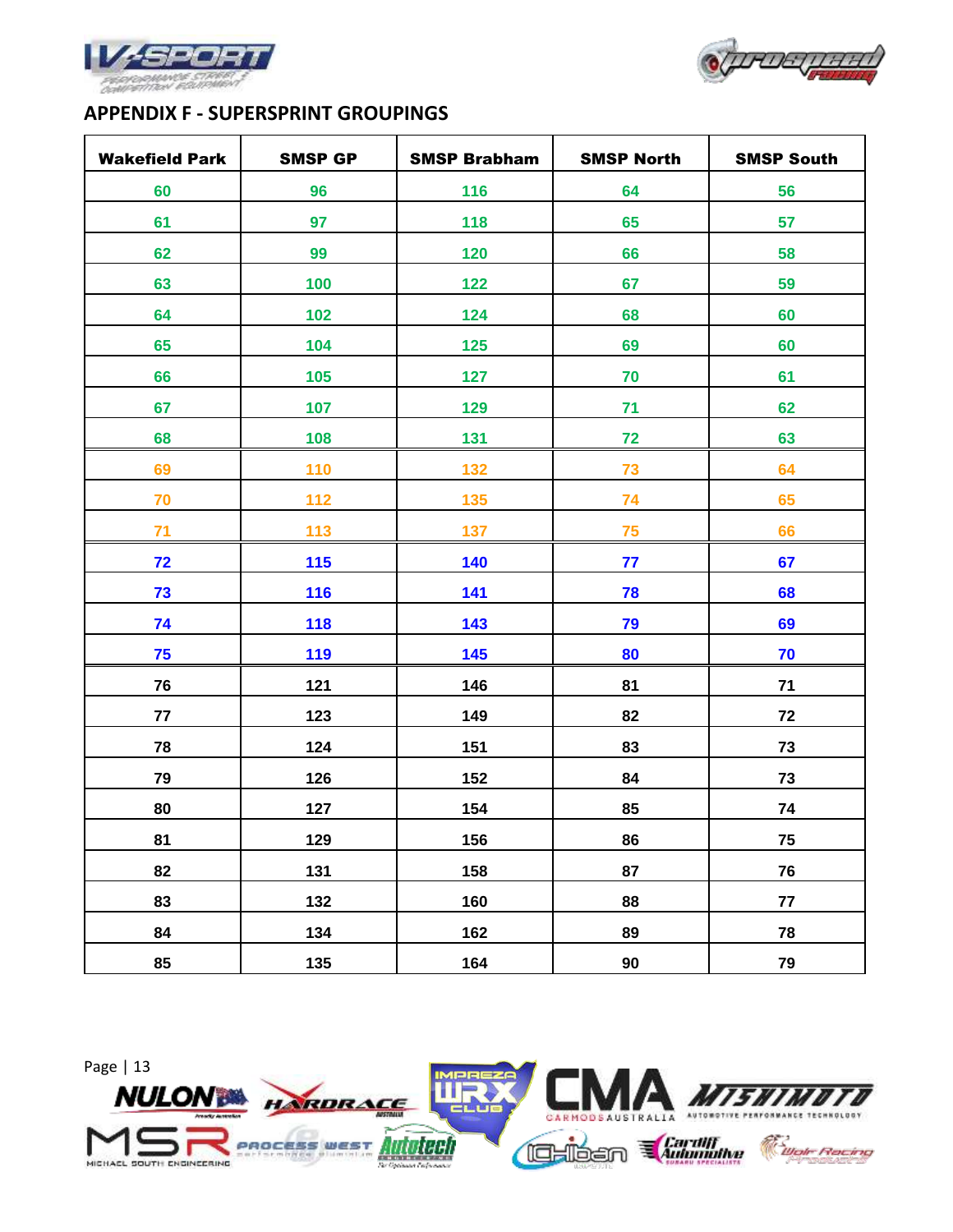## APPENDIX F - SUPERSPRINT GROUPINGS

| Wakefield Park | SMSP GP | SMSP Brabham | SMSP North | SMSP South |
|---|---|---|---|---|
| 60 | 96 | 116 | 64 | 56 |
| 61 | 97 | 118 | 65 | 57 |
| 62 | 99 | 120 | 66 | 58 |
| 63 | 100 | 122 | 67 | 59 |
| 64 | 102 | 124 | 68 | 60 |
| 65 | 104 | 125 | 69 | 60 |
| 66 | 105 | 127 | 70 | 61 |
| 67 | 107 | 129 | 71 | 62 |
| 68 | 108 | 131 | 72 | 63 |
| 69 | 110 | 132 | 73 | 64 |
| 70 | 112 | 135 | 74 | 65 |
| 71 | 113 | 137 | 75 | 66 |
| 72 | 115 | 140 | 77 | 67 |
| 73 | 116 | 141 | 78 | 68 |
| 74 | 118 | 143 | 79 | 69 |
| 75 | 119 | 145 | 80 | 70 |
| 76 | 121 | 146 | 81 | 71 |
| 77 | 123 | 149 | 82 | 72 |
| 78 | 124 | 151 | 83 | 73 |
| 79 | 126 | 152 | 84 | 73 |
| 80 | 127 | 154 | 85 | 74 |
| 81 | 129 | 156 | 86 | 75 |
| 82 | 131 | 158 | 87 | 76 |
| 83 | 132 | 160 | 88 | 77 |
| 84 | 134 | 162 | 89 | 78 |
| 85 | 135 | 164 | 90 | 79 |